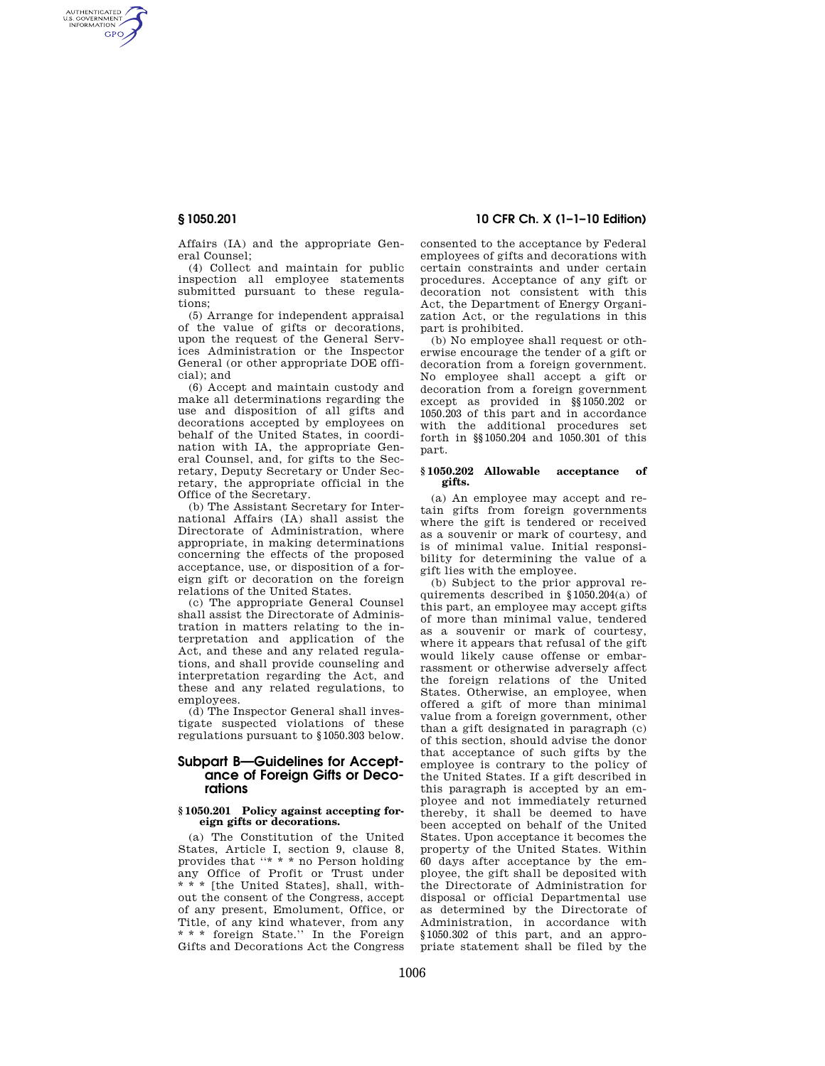Affairs (IA) and the appropriate General Counsel;

(4) Collect and maintain for public inspection all employee statements submitted pursuant to these regulations;

(5) Arrange for independent appraisal of the value of gifts or decorations, upon the request of the General Services Administration or the Inspector General (or other appropriate DOE official); and

(6) Accept and maintain custody and make all determinations regarding the use and disposition of all gifts and decorations accepted by employees on behalf of the United States, in coordination with IA, the appropriate General Counsel, and, for gifts to the Secretary, Deputy Secretary or Under Secretary, the appropriate official in the Office of the Secretary.

(b) The Assistant Secretary for International Affairs (IA) shall assist the Directorate of Administration, where appropriate, in making determinations concerning the effects of the proposed acceptance, use, or disposition of a foreign gift or decoration on the foreign relations of the United States.

(c) The appropriate General Counsel shall assist the Directorate of Administration in matters relating to the interpretation and application of the Act, and these and any related regulations, and shall provide counseling and interpretation regarding the Act, and these and any related regulations, to employees.

(d) The Inspector General shall investigate suspected violations of these regulations pursuant to §1050.303 below.

## Subpart B—Guidelines for Acceptance of Foreign Gifts or Decorations

### §1050.201 Policy against accepting foreign gifts or decorations.

(a) The Constitution of the United States, Article I, section 9, clause 8, provides that "* * * no Person holding any Office of Profit or Trust under * * * [the United States], shall, without the consent of the Congress, accept of any present, Emolument, Office, or Title, of any kind whatever, from any * * * foreign State." In the Foreign Gifts and Decorations Act the Congress consented to the acceptance by Federal employees of gifts and decorations with certain constraints and under certain procedures. Acceptance of any gift or decoration not consistent with this Act, the Department of Energy Organization Act, or the regulations in this part is prohibited.

(b) No employee shall request or otherwise encourage the tender of a gift or decoration from a foreign government. No employee shall accept a gift or decoration from a foreign government except as provided in §§1050.202 or 1050.203 of this part and in accordance with the additional procedures set forth in §§1050.204 and 1050.301 of this part.

### §1050.202 Allowable acceptance of gifts.

(a) An employee may accept and retain gifts from foreign governments where the gift is tendered or received as a souvenir or mark of courtesy, and is of minimal value. Initial responsibility for determining the value of a gift lies with the employee.

(b) Subject to the prior approval requirements described in §1050.204(a) of this part, an employee may accept gifts of more than minimal value, tendered as a souvenir or mark of courtesy, where it appears that refusal of the gift would likely cause offense or embarrassment or otherwise adversely affect the foreign relations of the United States. Otherwise, an employee, when offered a gift of more than minimal value from a foreign government, other than a gift designated in paragraph (c) of this section, should advise the donor that acceptance of such gifts by the employee is contrary to the policy of the United States. If a gift described in this paragraph is accepted by an employee and not immediately returned thereby, it shall be deemed to have been accepted on behalf of the United States. Upon acceptance it becomes the property of the United States. Within 60 days after acceptance by the employee, the gift shall be deposited with the Directorate of Administration for disposal or official Departmental use as determined by the Directorate of Administration, in accordance with §1050.302 of this part, and an appropriate statement shall be filed by the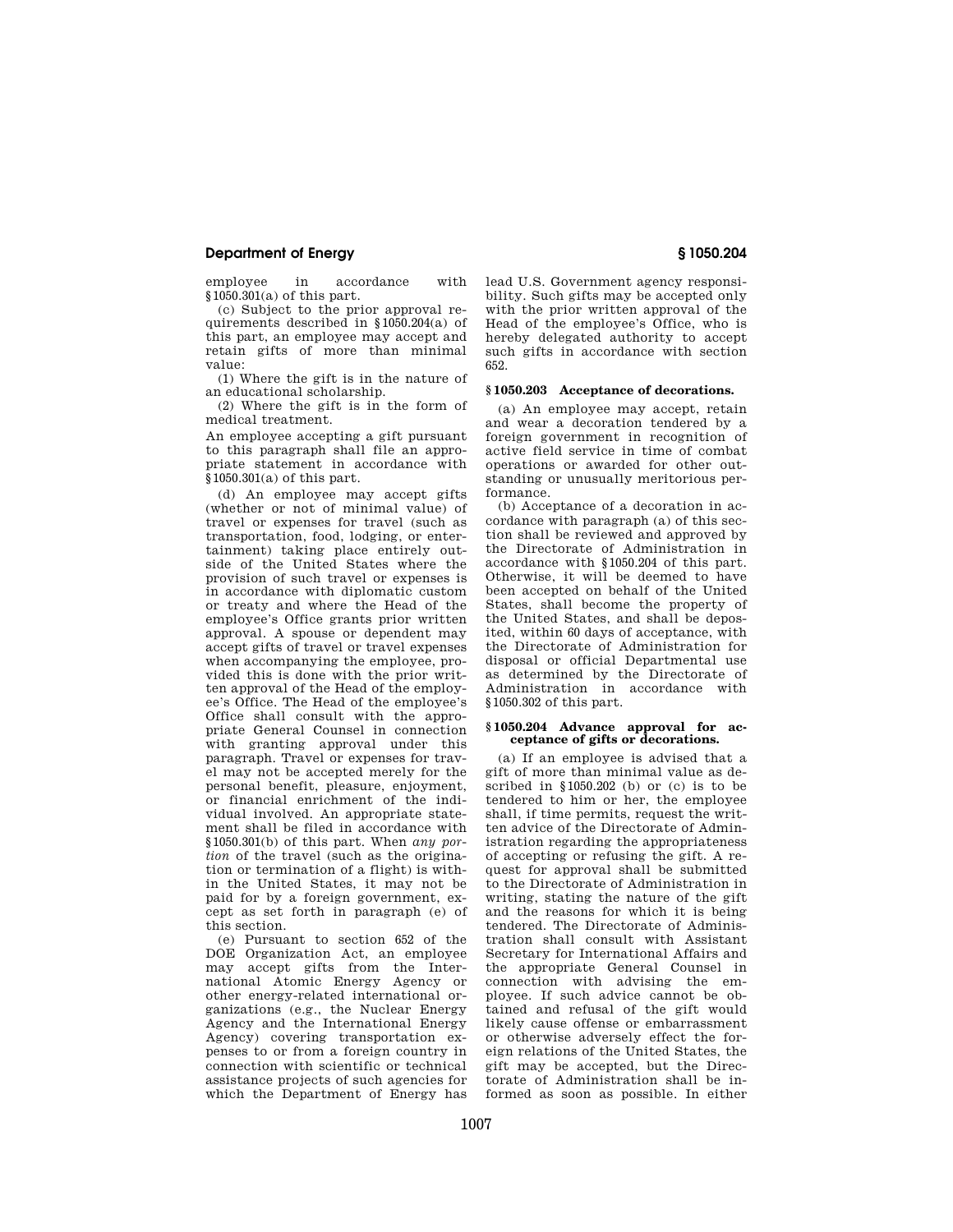employee in accordance with §1050.301(a) of this part.

(c) Subject to the prior approval requirements described in §1050.204(a) of this part, an employee may accept and retain gifts of more than minimal value:

(1) Where the gift is in the nature of an educational scholarship.

(2) Where the gift is in the form of medical treatment.

An employee accepting a gift pursuant to this paragraph shall file an appropriate statement in accordance with §1050.301(a) of this part.

(d) An employee may accept gifts (whether or not of minimal value) of travel or expenses for travel (such as transportation, food, lodging, or entertainment) taking place entirely outside of the United States where the provision of such travel or expenses is in accordance with diplomatic custom or treaty and where the Head of the employee's Office grants prior written approval. A spouse or dependent may accept gifts of travel or travel expenses when accompanying the employee, provided this is done with the prior written approval of the Head of the employee's Office. The Head of the employee's Office shall consult with the appropriate General Counsel in connection with granting approval under this paragraph. Travel or expenses for travel may not be accepted merely for the personal benefit, pleasure, enjoyment, or financial enrichment of the individual involved. An appropriate statement shall be filed in accordance with §1050.301(b) of this part. When *any portion* of the travel (such as the origination or termination of a flight) is within the United States, it may not be paid for by a foreign government, except as set forth in paragraph (e) of this section.

(e) Pursuant to section 652 of the DOE Organization Act, an employee may accept gifts from the International Atomic Energy Agency or other energy-related international organizations (e.g., the Nuclear Energy Agency and the International Energy Agency) covering transportation expenses to or from a foreign country in connection with scientific or technical assistance projects of such agencies for which the Department of Energy has lead U.S. Government agency responsibility. Such gifts may be accepted only with the prior written approval of the Head of the employee's Office, who is hereby delegated authority to accept such gifts in accordance with section 652.

**§ 1050.203 Acceptance of decorations.**

(a) An employee may accept, retain and wear a decoration tendered by a foreign government in recognition of active field service in time of combat operations or awarded for other outstanding or unusually meritorious performance.

(b) Acceptance of a decoration in accordance with paragraph (a) of this section shall be reviewed and approved by the Directorate of Administration in accordance with §1050.204 of this part. Otherwise, it will be deemed to have been accepted on behalf of the United States, shall become the property of the United States, and shall be deposited, within 60 days of acceptance, with the Directorate of Administration for disposal or official Departmental use as determined by the Directorate of Administration in accordance with §1050.302 of this part.

**§ 1050.204 Advance approval for acceptance of gifts or decorations.**

(a) If an employee is advised that a gift of more than minimal value as described in §1050.202 (b) or (c) is to be tendered to him or her, the employee shall, if time permits, request the written advice of the Directorate of Administration regarding the appropriateness of accepting or refusing the gift. A request for approval shall be submitted to the Directorate of Administration in writing, stating the nature of the gift and the reasons for which it is being tendered. The Directorate of Administration shall consult with Assistant Secretary for International Affairs and the appropriate General Counsel in connection with advising the employee. If such advice cannot be obtained and refusal of the gift would likely cause offense or embarrassment or otherwise adversely effect the foreign relations of the United States, the gift may be accepted, but the Directorate of Administration shall be informed as soon as possible. In either